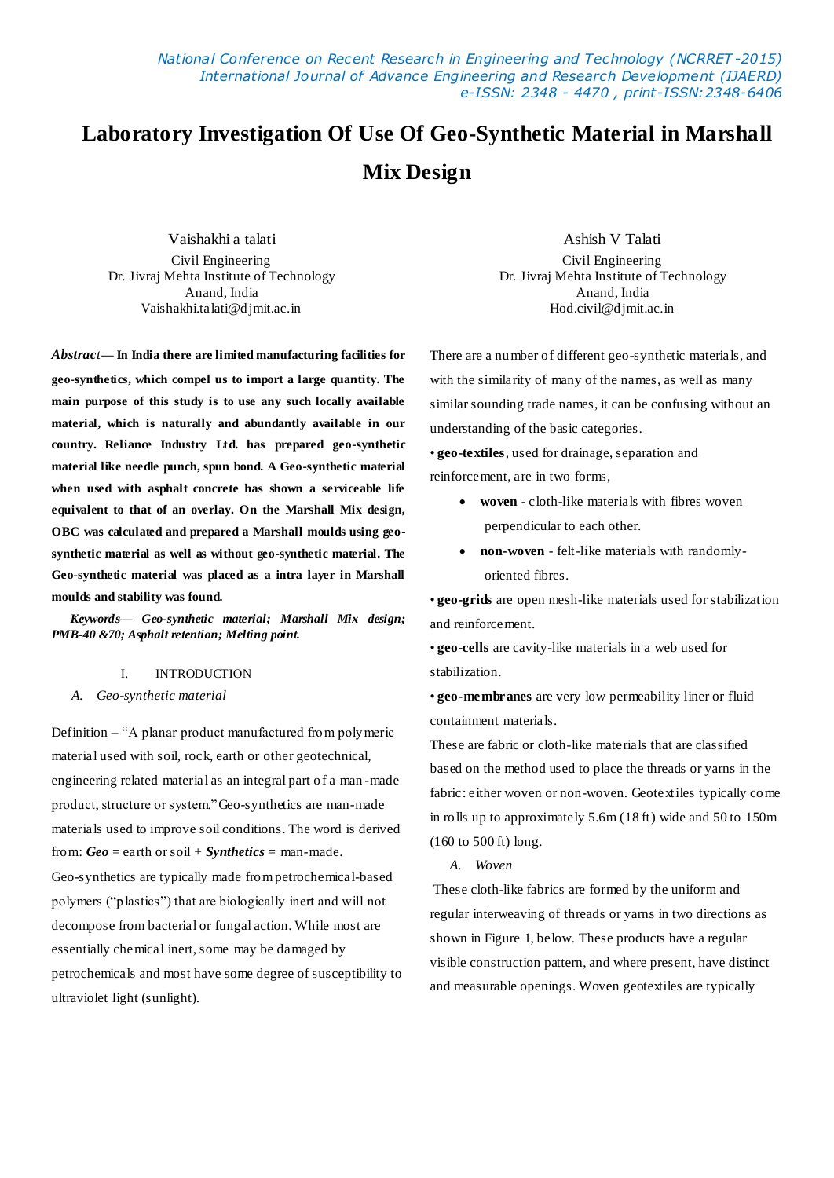# Laboratory Investigation Of Use Of Geo-Synthetic Material in Marshall Mix Design

Vaishakhi a talati
Civil Engineering
Dr. Jivraj Mehta Institute of Technology
Anand, India
Vaishakhi.talati@djmit.ac.in

Ashish V Talati
Civil Engineering
Dr. Jivraj Mehta Institute of Technology
Anand, India
Hod.civil@djmit.ac.in

***Abstract*— In India there are limited manufacturing facilities for geo-synthetics, which compel us to import a large quantity. The main purpose of this study is to use any such locally available material, which is naturally and abundantly available in our country. Reliance Industry Ltd. has prepared geo-synthetic material like needle punch, spun bond. A Geo-synthetic material when used with asphalt concrete has shown a serviceable life equivalent to that of an overlay. On the Marshall Mix design, OBC was calculated and prepared a Marshall moulds using geo-synthetic material as well as without geo-synthetic material. The Geo-synthetic material was placed as a intra layer in Marshall moulds and stability was found.**

***Keywords*— *Geo-synthetic material; Marshall Mix design; PMB-40 &70; Asphalt retention; Melting point.***

## I. INTRODUCTION

### A. Geo-synthetic material

Definition – "A planar product manufactured from polymeric material used with soil, rock, earth or other geotechnical, engineering related material as an integral part of a man-made product, structure or system." Geo-synthetics are man-made materials used to improve soil conditions. The word is derived from: ***Geo*** = earth or soil + ***Synthetics*** = man-made.

Geo-synthetics are typically made from petrochemical-based polymers ("plastics") that are biologically inert and will not decompose from bacterial or fungal action. While most are essentially chemical inert, some may be damaged by petrochemicals and most have some degree of susceptibility to ultraviolet light (sunlight).

There are a number of different geo-synthetic materials, and with the similarity of many of the names, as well as many similar sounding trade names, it can be confusing without an understanding of the basic categories.

• **geo-textiles**, used for drainage, separation and reinforcement, are in two forms,

- **woven** - cloth-like materials with fibres woven perpendicular to each other.
- **non-woven** - felt-like materials with randomly-oriented fibres.

• **geo-grids** are open mesh-like materials used for stabilization and reinforcement.

• **geo-cells** are cavity-like materials in a web used for stabilization.

• **geo-membranes** are very low permeability liner or fluid containment materials.

These are fabric or cloth-like materials that are classified based on the method used to place the threads or yarns in the fabric: either woven or non-woven. Geotextiles typically come in rolls up to approximately 5.6m (18 ft) wide and 50 to 150m (160 to 500 ft) long.

### A. Woven

These cloth-like fabrics are formed by the uniform and regular interweaving of threads or yarns in two directions as shown in Figure 1, below. These products have a regular visible construction pattern, and where present, have distinct and measurable openings. Woven geotextiles are typically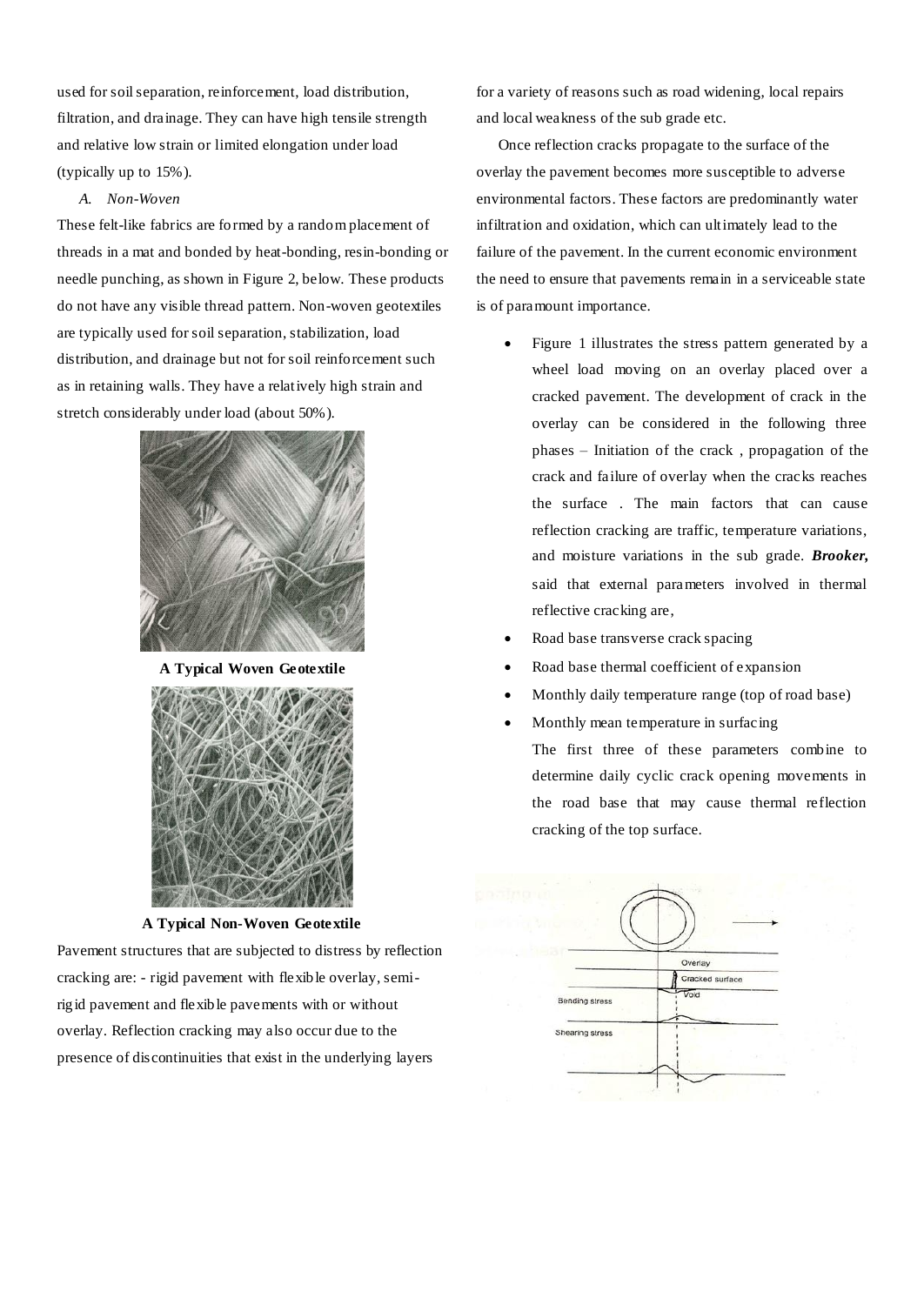used for soil separation, reinforcement, load distribution, filtration, and drainage. They can have high tensile strength and relative low strain or limited elongation under load (typically up to 15%).

*A. Non-Woven*

These felt-like fabrics are formed by a random placement of threads in a mat and bonded by heat-bonding, resin-bonding or needle punching, as shown in Figure 2, below. These products do not have any visible thread pattern. Non-woven geotextiles are typically used for soil separation, stabilization, load distribution, and drainage but not for soil reinforcement such as in retaining walls. They have a relatively high strain and stretch considerably under load (about 50%).

**A Typical Woven Geotextile**

**A Typical Non-Woven Geotextile**

Pavement structures that are subjected to distress by reflection cracking are: - rigid pavement with flexible overlay, semi-rigid pavement and flexible pavements with or without overlay. Reflection cracking may also occur due to the presence of discontinuities that exist in the underlying layers for a variety of reasons such as road widening, local repairs and local weakness of the sub grade etc.

Once reflection cracks propagate to the surface of the overlay the pavement becomes more susceptible to adverse environmental factors. These factors are predominantly water infiltration and oxidation, which can ultimately lead to the failure of the pavement. In the current economic environment the need to ensure that pavements remain in a serviceable state is of paramount importance.

- Figure 1 illustrates the stress pattern generated by a wheel load moving on an overlay placed over a cracked pavement. The development of crack in the overlay can be considered in the following three phases – Initiation of the crack , propagation of the crack and failure of overlay when the cracks reaches the surface . The main factors that can cause reflection cracking are traffic, temperature variations, and moisture variations in the sub grade. ***Brooker,*** said that external parameters involved in thermal reflective cracking are,
- Road base transverse crack spacing
- Road base thermal coefficient of expansion
- Monthly daily temperature range (top of road base)
- Monthly mean temperature in surfacing

  The first three of these parameters combine to determine daily cyclic crack opening movements in the road base that may cause thermal reflection cracking of the top surface.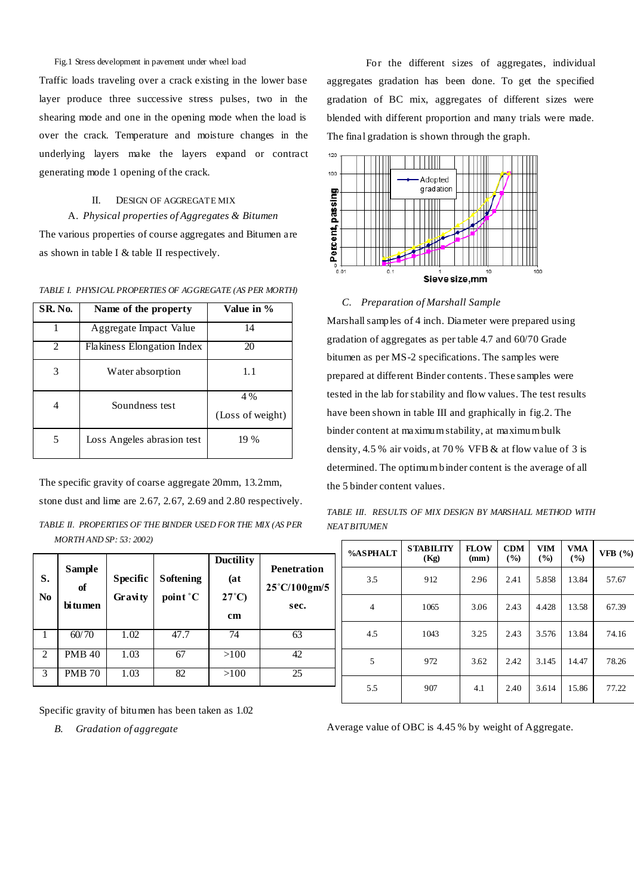Fig.1 Stress development in pavement under wheel load

Traffic loads traveling over a crack existing in the lower base layer produce three successive stress pulses, two in the shearing mode and one in the opening mode when the load is over the crack. Temperature and moisture changes in the underlying layers make the layers expand or contract generating mode 1 opening of the crack.

## II. DESIGN OF AGGREGATE MIX

### A. *Physical properties of Aggregates & Bitumen*

The various properties of course aggregates and Bitumen are as shown in table I & table II respectively.

*TABLE I. PHYSICAL PROPERTIES OF AGGREGATE (AS PER MORTH)*

| SR. No. | Name of the property | Value in % |
|---|---|---|
| 1 | Aggregate Impact Value | 14 |
| 2 | Flakiness Elongation Index | 20 |
| 3 | Water absorption | 1.1 |
| 4 | Soundness test | 4 % (Loss of weight) |
| 5 | Loss Angeles abrasion test | 19 % |

The specific gravity of coarse aggregate 20mm, 13.2mm, stone dust and lime are 2.67, 2.67, 2.69 and 2.80 respectively.

*TABLE II. PROPERTIES OF THE BINDER USED FOR THE MIX (AS PER MORTH AND SP: 53: 2002)*

| S. No | Sample of bitumen | Specific Gravity | Softening point °C | Ductility (at 27°C) cm | Penetration 25°C/100gm/5 sec. |
|---|---|---|---|---|---|
| 1 | 60/70 | 1.02 | 47.7 | 74 | 63 |
| 2 | PMB 40 | 1.03 | 67 | >100 | 42 |
| 3 | PMB 70 | 1.03 | 82 | >100 | 25 |

Specific gravity of bitumen has been taken as 1.02

### B. *Gradation of aggregate*

For the different sizes of aggregates, individual aggregates gradation has been done. To get the specified gradation of BC mix, aggregates of different sizes were blended with different proportion and many trials were made. The final gradation is shown through the graph.

### C. *Preparation of Marshall Sample*

Marshall samples of 4 inch. Diameter were prepared using gradation of aggregates as per table 4.7 and 60/70 Grade bitumen as per MS-2 specifications. The samples were prepared at different Binder contents. These samples were tested in the lab for stability and flow values. The test results have been shown in table III and graphically in fig.2. The binder content at maximum stability, at maximum bulk density, 4.5 % air voids, at 70 % VFB & at flow value of 3 is determined. The optimum binder content is the average of all the 5 binder content values.

*TABLE III. RESULTS OF MIX DESIGN BY MARSHALL METHOD WITH NEAT BITUMEN*

| %ASPHALT | STABILITY (Kg) | FLOW (mm) | CDM (%) | VIM (%) | VMA (%) | VFB (%) |
|---|---|---|---|---|---|---|
| 3.5 | 912 | 2.96 | 2.41 | 5.858 | 13.84 | 57.67 |
| 4 | 1065 | 3.06 | 2.43 | 4.428 | 13.58 | 67.39 |
| 4.5 | 1043 | 3.25 | 2.43 | 3.576 | 13.84 | 74.16 |
| 5 | 972 | 3.62 | 2.42 | 3.145 | 14.47 | 78.26 |
| 5.5 | 907 | 4.1 | 2.40 | 3.614 | 15.86 | 77.22 |

Average value of OBC is 4.45 % by weight of Aggregate.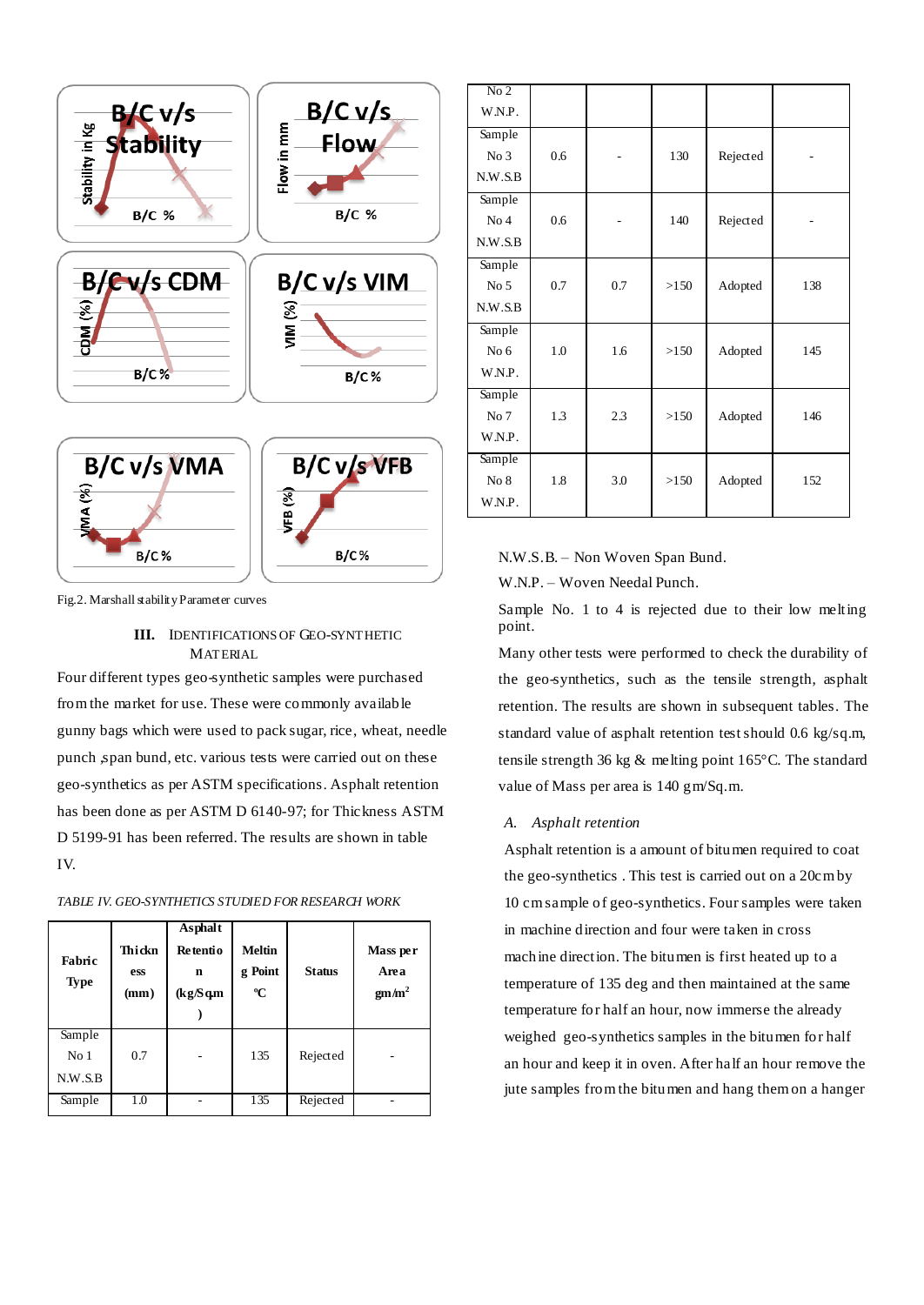Fig.2. Marshall stability Parameter curves

### III. IDENTIFICATIONS OF GEO-SYNTHETIC MATERIAL

Four different types geo-synthetic samples were purchased from the market for use. These were commonly available gunny bags which were used to pack sugar, rice, wheat, needle punch ,span bund, etc. various tests were carried out on these geo-synthetics as per ASTM specifications. Asphalt retention has been done as per ASTM D 6140-97; for Thickness ASTM D 5199-91 has been referred. The results are shown in table IV.

*TABLE IV. GEO-SYNTHETICS STUDIED FOR RESEARCH WORK*

| Fabric Type | Thickness (mm) | Asphalt Retention (kg/Sqm) | Melting Point ºC | Status | Mass per Area gm/m² |
|---|---|---|---|---|---|
| Sample No 1 N.W.S.B | 0.7 | - | 135 | Rejected | - |
| Sample No 2 W.N.P. | 1.0 | - | 135 | Rejected | - |
| Sample No 3 N.W.S.B | 0.6 | - | 130 | Rejected | - |
| Sample No 4 N.W.S.B | 0.6 | - | 140 | Rejected | - |
| Sample No 5 N.W.S.B | 0.7 | 0.7 | >150 | Adopted | 138 |
| Sample No 6 W.N.P. | 1.0 | 1.6 | >150 | Adopted | 145 |
| Sample No 7 W.N.P. | 1.3 | 2.3 | >150 | Adopted | 146 |
| Sample No 8 W.N.P. | 1.8 | 3.0 | >150 | Adopted | 152 |

N.W.S.B. – Non Woven Span Bund.

W.N.P. – Woven Needal Punch.

Sample No. 1 to 4 is rejected due to their low melting point.

Many other tests were performed to check the durability of the geo-synthetics, such as the tensile strength, asphalt retention. The results are shown in subsequent tables. The standard value of asphalt retention test should 0.6 kg/sq.m, tensile strength 36 kg & melting point 165°C. The standard value of Mass per area is 140 gm/Sq.m.

#### *A. Asphalt retention*

Asphalt retention is a amount of bitumen required to coat the geo-synthetics . This test is carried out on a 20cm by 10 cm sample of geo-synthetics. Four samples were taken in machine direction and four were taken in cross machine direction. The bitumen is first heated up to a temperature of 135 deg and then maintained at the same temperature for half an hour, now immerse the already weighed geo-synthetics samples in the bitumen for half an hour and keep it in oven. After half an hour remove the jute samples from the bitumen and hang them on a hanger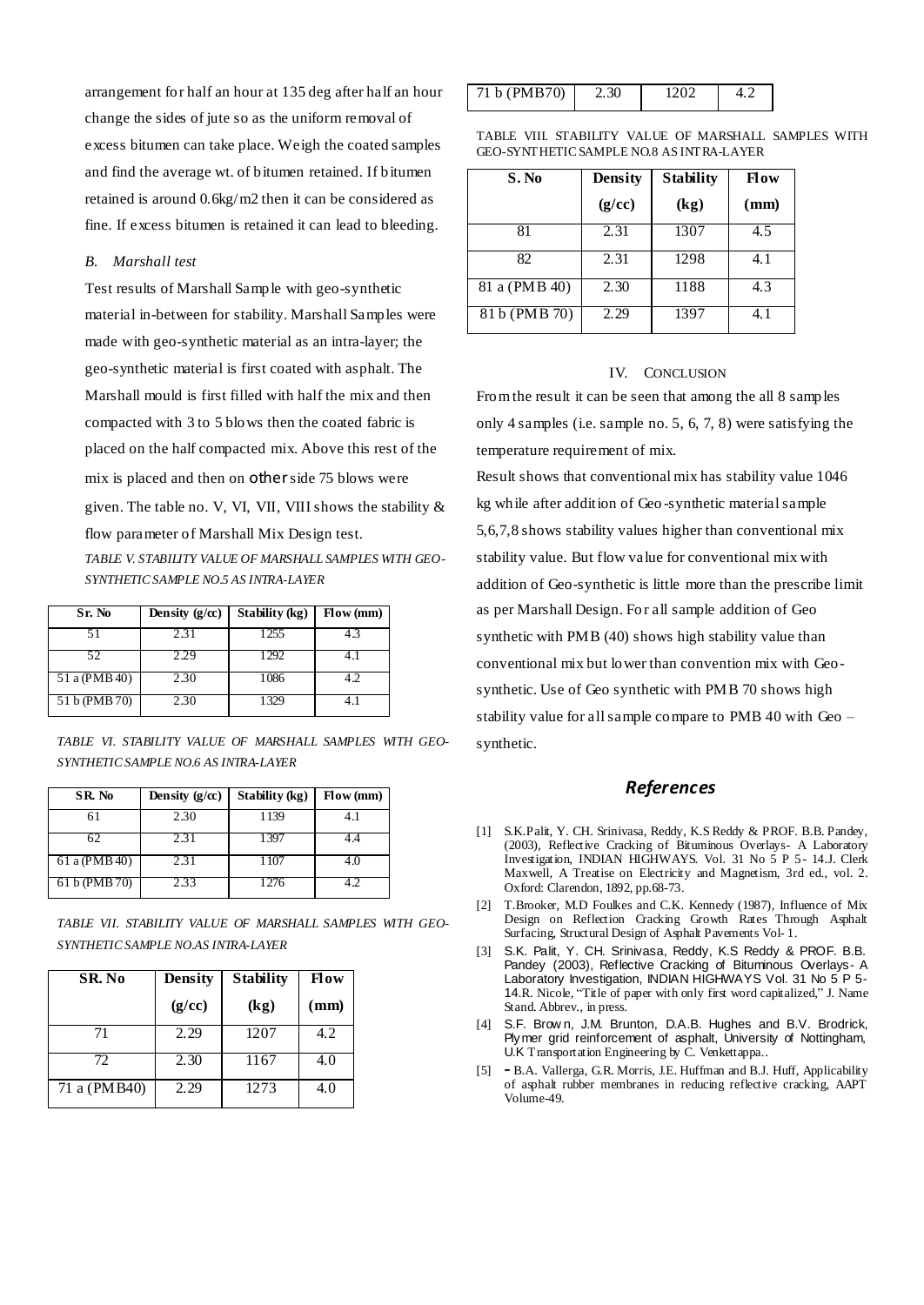arrangement for half an hour at 135 deg after half an hour change the sides of jute so as the uniform removal of excess bitumen can take place. Weigh the coated samples and find the average wt. of bitumen retained. If bitumen retained is around 0.6kg/m2 then it can be considered as fine. If excess bitumen is retained it can lead to bleeding.

### *B. Marshall test*

Test results of Marshall Sample with geo-synthetic material in-between for stability. Marshall Samples were made with geo-synthetic material as an intra-layer; the geo-synthetic material is first coated with asphalt. The Marshall mould is first filled with half the mix and then compacted with 3 to 5 blows then the coated fabric is placed on the half compacted mix. Above this rest of the mix is placed and then on other side 75 blows were given. The table no. V, VI, VII, VIII shows the stability & flow parameter of Marshall Mix Design test.

*TABLE V. STABILITY VALUE OF MARSHALL SAMPLES WITH GEO-SYNTHETIC SAMPLE NO.5 AS INTRA-LAYER*

| Sr. No | Density (g/cc) | Stability (kg) | Flow (mm) |
|---|---|---|---|
| 51 | 2.31 | 1255 | 4.3 |
| 52 | 2.29 | 1292 | 4.1 |
| 51 a (PMB 40) | 2.30 | 1086 | 4.2 |
| 51 b (PMB 70) | 2.30 | 1329 | 4.1 |

*TABLE VI. STABILITY VALUE OF MARSHALL SAMPLES WITH GEO-SYNTHETIC SAMPLE NO.6 AS INTRA-LAYER*

| SR. No | Density (g/cc) | Stability (kg) | Flow (mm) |
|---|---|---|---|
| 61 | 2.30 | 1139 | 4.1 |
| 62 | 2.31 | 1397 | 4.4 |
| 61 a (PMB 40) | 2.31 | 1107 | 4.0 |
| 61 b (PMB 70) | 2.33 | 1276 | 4.2 |

*TABLE VII. STABILITY VALUE OF MARSHALL SAMPLES WITH GEO-SYNTHETIC SAMPLE NO.AS INTRA-LAYER*

| SR. No | Density (g/cc) | Stability (kg) | Flow (mm) |
|---|---|---|---|
| 71 | 2.29 | 1207 | 4.2 |
| 72 | 2.30 | 1167 | 4.0 |
| 71 a (PMB40) | 2.29 | 1273 | 4.0 |
| 71 b (PMB70) | 2.30 | 1202 | 4.2 |

TABLE VIII. STABILITY VALUE OF MARSHALL SAMPLES WITH GEO-SYNTHETIC SAMPLE NO.8 AS INTRA-LAYER

| S. No | Density (g/cc) | Stability (kg) | Flow (mm) |
|---|---|---|---|
| 81 | 2.31 | 1307 | 4.5 |
| 82 | 2.31 | 1298 | 4.1 |
| 81 a (PMB 40) | 2.30 | 1188 | 4.3 |
| 81 b (PMB 70) | 2.29 | 1397 | 4.1 |

## IV. CONCLUSION

From the result it can be seen that among the all 8 samples only 4 samples (i.e. sample no. 5, 6, 7, 8) were satisfying the temperature requirement of mix.

Result shows that conventional mix has stability value 1046 kg while after addition of Geo-synthetic material sample 5,6,7,8 shows stability values higher than conventional mix stability value. But flow value for conventional mix with addition of Geo-synthetic is little more than the prescribe limit as per Marshall Design. For all sample addition of Geo synthetic with PMB (40) shows high stability value than conventional mix but lower than convention mix with Geo-synthetic. Use of Geo synthetic with PMB 70 shows high stability value for all sample compare to PMB 40 with Geo – synthetic.

## *References*

[1] S.K.Palit, Y. CH. Srinivasa, Reddy, K.S Reddy & PROF. B.B. Pandey, (2003), Reflective Cracking of Bituminous Overlays- A Laboratory Investigation, INDIAN HIGHWAYS. Vol. 31 No 5 P 5- 14.J. Clerk Maxwell, A Treatise on Electricity and Magnetism, 3rd ed., vol. 2. Oxford: Clarendon, 1892, pp.68-73.

[2] T.Brooker, M.D Foulkes and C.K. Kennedy (1987), Influence of Mix Design on Reflection Cracking Growth Rates Through Asphalt Surfacing, Structural Design of Asphalt Pavements Vol- 1.

[3] S.K. Palit, Y. CH. Srinivasa, Reddy, K.S Reddy & PROF. B.B. Pandey (2003), Reflective Cracking of Bituminous Overlays- A Laboratory Investigation, INDIAN HIGHWAYS Vol. 31 No 5 P 5-14.R. Nicole, "Title of paper with only first word capitalized," J. Name Stand. Abbrev., in press.

[4] S.F. Brown, J.M. Brunton, D.A.B. Hughes and B.V. Brodrick, Plymer grid reinforcement of asphalt, University of Nottingham, U.K Transportation Engineering by C. Venkettappa..

[5] - B.A. Vallerga, G.R. Morris, J.E. Huffman and B.J. Huff, Applicability of asphalt rubber membranes in reducing reflective cracking, AAPT Volume-49.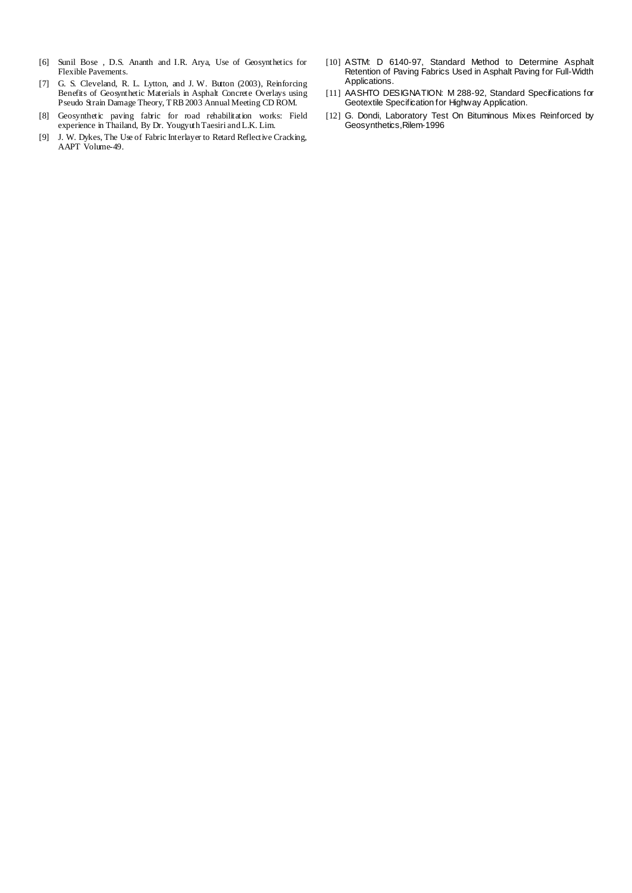[6] Sunil Bose , D.S. Ananth and I.R. Arya, Use of Geosynthetics for Flexible Pavements.

[7] G. S. Cleveland, R. L. Lytton, and J. W. Button (2003), Reinforcing Benefits of Geosynthetic Materials in Asphalt Concrete Overlays using Pseudo Strain Damage Theory, TRB 2003 Annual Meeting CD ROM.

[8] Geosynthetic paving fabric for road rehabilitation works: Field experience in Thailand, By Dr. Yougyuth Taesiri and L.K. Lim.

[9] J. W. Dykes, The Use of Fabric Interlayer to Retard Reflective Cracking, AAPT Volume-49.

[10] ASTM: D 6140-97, Standard Method to Determine Asphalt Retention of Paving Fabrics Used in Asphalt Paving for Full-Width Applications.

[11] AASHTO DESIGNATION: M 288-92, Standard Specifications for Geotextile Specification for Highway Application.

[12] G. Dondi, Laboratory Test On Bituminous Mixes Reinforced by Geosynthetics,Rilem-1996